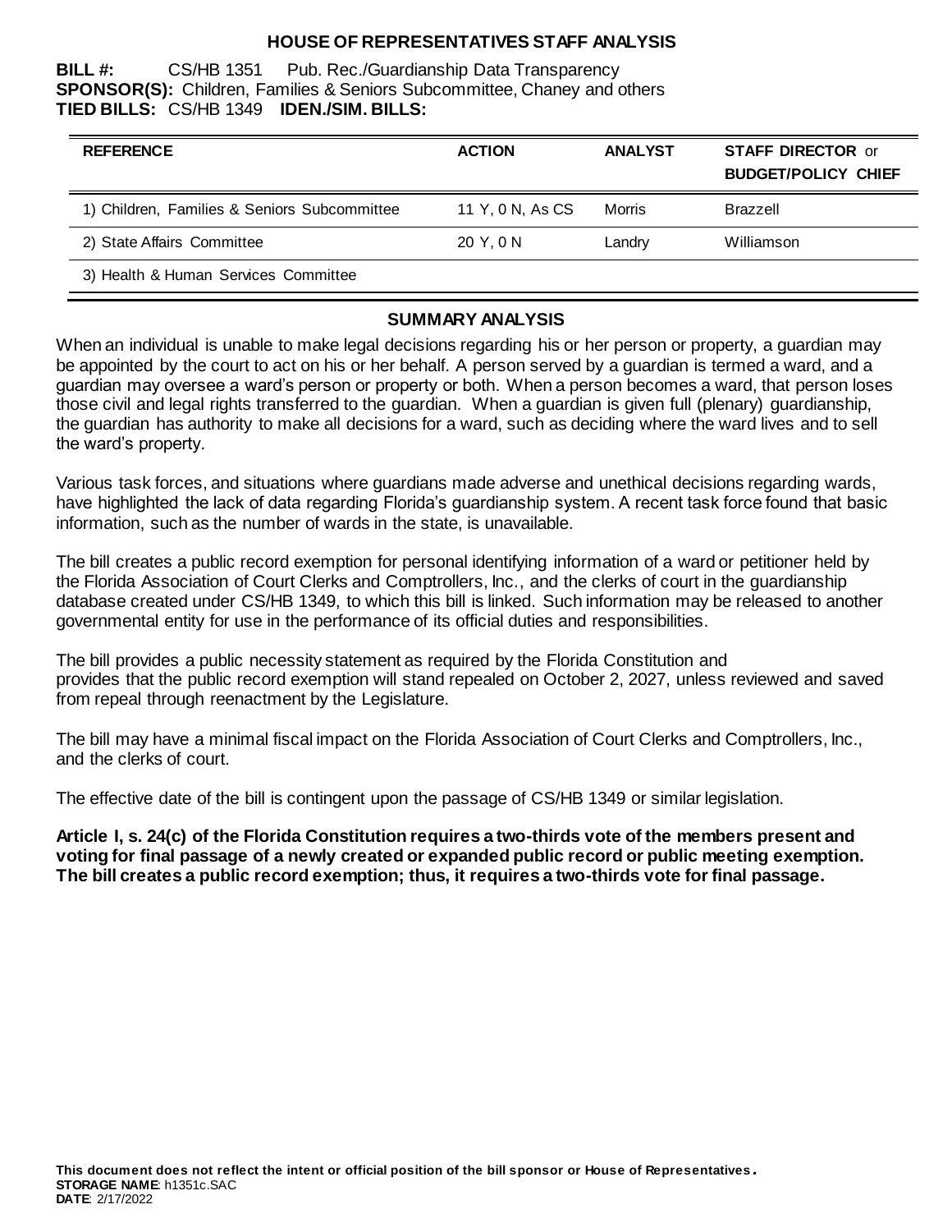# HOUSE OF REPRESENTATIVES STAFF ANALYSIS

**BILL #:** CS/HB 1351 Pub. Rec./Guardianship Data Transparency
**SPONSOR(S):** Children, Families & Seniors Subcommittee, Chaney and others
**TIED BILLS:** CS/HB 1349 **IDEN./SIM. BILLS:**

| REFERENCE | ACTION | ANALYST | STAFF DIRECTOR or BUDGET/POLICY CHIEF |
|---|---|---|---|
| 1) Children, Families & Seniors Subcommittee | 11 Y, 0 N, As CS | Morris | Brazzell |
| 2) State Affairs Committee | 20 Y, 0 N | Landry | Williamson |
| 3) Health & Human Services Committee | | | |

## SUMMARY ANALYSIS

When an individual is unable to make legal decisions regarding his or her person or property, a guardian may be appointed by the court to act on his or her behalf. A person served by a guardian is termed a ward, and a guardian may oversee a ward's person or property or both. When a person becomes a ward, that person loses those civil and legal rights transferred to the guardian. When a guardian is given full (plenary) guardianship, the guardian has authority to make all decisions for a ward, such as deciding where the ward lives and to sell the ward's property.

Various task forces, and situations where guardians made adverse and unethical decisions regarding wards, have highlighted the lack of data regarding Florida's guardianship system. A recent task force found that basic information, such as the number of wards in the state, is unavailable.

The bill creates a public record exemption for personal identifying information of a ward or petitioner held by the Florida Association of Court Clerks and Comptrollers, Inc., and the clerks of court in the guardianship database created under CS/HB 1349, to which this bill is linked. Such information may be released to another governmental entity for use in the performance of its official duties and responsibilities.

The bill provides a public necessity statement as required by the Florida Constitution and provides that the public record exemption will stand repealed on October 2, 2027, unless reviewed and saved from repeal through reenactment by the Legislature.

The bill may have a minimal fiscal impact on the Florida Association of Court Clerks and Comptrollers, Inc., and the clerks of court.

The effective date of the bill is contingent upon the passage of CS/HB 1349 or similar legislation.

**Article I, s. 24(c) of the Florida Constitution requires a two-thirds vote of the members present and voting for final passage of a newly created or expanded public record or public meeting exemption. The bill creates a public record exemption; thus, it requires a two-thirds vote for final passage.**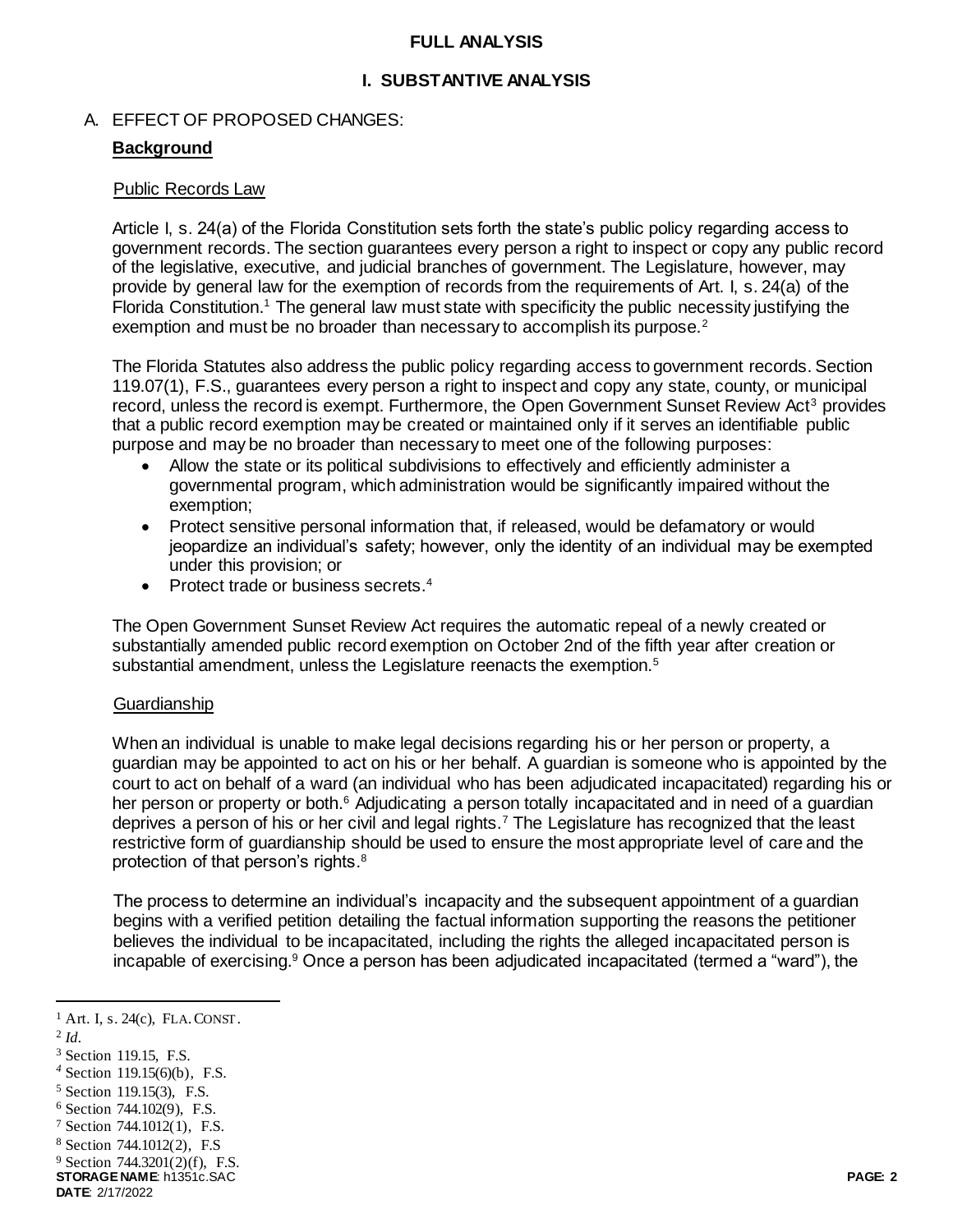# FULL ANALYSIS

## I. SUBSTANTIVE ANALYSIS

### A. EFFECT OF PROPOSED CHANGES:

**Background**

Public Records Law

Article I, s. 24(a) of the Florida Constitution sets forth the state's public policy regarding access to government records. The section guarantees every person a right to inspect or copy any public record of the legislative, executive, and judicial branches of government. The Legislature, however, may provide by general law for the exemption of records from the requirements of Art. I, s. 24(a) of the Florida Constitution.[1] The general law must state with specificity the public necessity justifying the exemption and must be no broader than necessary to accomplish its purpose.[2]

The Florida Statutes also address the public policy regarding access to government records. Section 119.07(1), F.S., guarantees every person a right to inspect and copy any state, county, or municipal record, unless the record is exempt. Furthermore, the Open Government Sunset Review Act[3] provides that a public record exemption may be created or maintained only if it serves an identifiable public purpose and may be no broader than necessary to meet one of the following purposes:

- Allow the state or its political subdivisions to effectively and efficiently administer a governmental program, which administration would be significantly impaired without the exemption;
- Protect sensitive personal information that, if released, would be defamatory or would jeopardize an individual's safety; however, only the identity of an individual may be exempted under this provision; or
- Protect trade or business secrets.[4]

The Open Government Sunset Review Act requires the automatic repeal of a newly created or substantially amended public record exemption on October 2nd of the fifth year after creation or substantial amendment, unless the Legislature reenacts the exemption.[5]

Guardianship

When an individual is unable to make legal decisions regarding his or her person or property, a guardian may be appointed to act on his or her behalf. A guardian is someone who is appointed by the court to act on behalf of a ward (an individual who has been adjudicated incapacitated) regarding his or her person or property or both.[6] Adjudicating a person totally incapacitated and in need of a guardian deprives a person of his or her civil and legal rights.[7] The Legislature has recognized that the least restrictive form of guardianship should be used to ensure the most appropriate level of care and the protection of that person's rights.[8]

The process to determine an individual's incapacity and the subsequent appointment of a guardian begins with a verified petition detailing the factual information supporting the reasons the petitioner believes the individual to be incapacitated, including the rights the alleged incapacitated person is incapable of exercising.[9] Once a person has been adjudicated incapacitated (termed a "ward"), the

---

[1] Art. I, s. 24(c), FLA. CONST.
[2] *Id.*
[3] Section 119.15, F.S.
[4] Section 119.15(6)(b), F.S.
[5] Section 119.15(3), F.S.
[6] Section 744.102(9), F.S.
[7] Section 744.1012(1), F.S.
[8] Section 744.1012(2), F.S
[9] Section 744.3201(2)(f), F.S.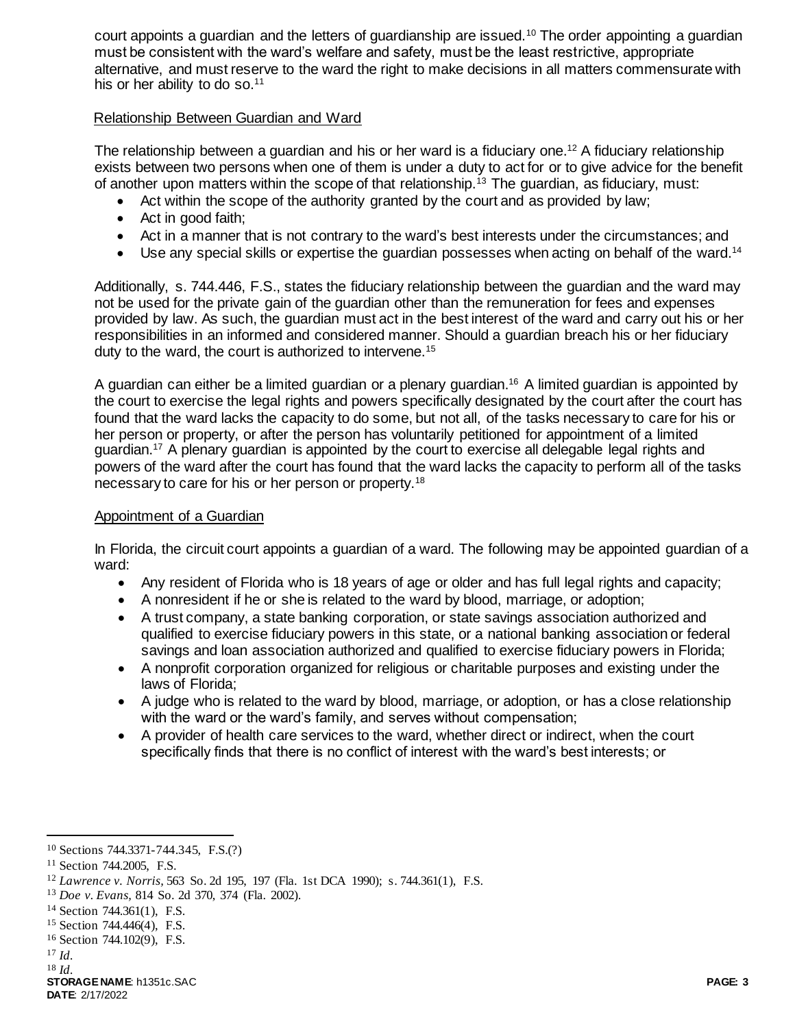court appoints a guardian and the letters of guardianship are issued.[10] The order appointing a guardian must be consistent with the ward's welfare and safety, must be the least restrictive, appropriate alternative, and must reserve to the ward the right to make decisions in all matters commensurate with his or her ability to do so.[11]

### Relationship Between Guardian and Ward

The relationship between a guardian and his or her ward is a fiduciary one.[12] A fiduciary relationship exists between two persons when one of them is under a duty to act for or to give advice for the benefit of another upon matters within the scope of that relationship.[13] The guardian, as fiduciary, must:

- Act within the scope of the authority granted by the court and as provided by law;
- Act in good faith;
- Act in a manner that is not contrary to the ward's best interests under the circumstances; and
- Use any special skills or expertise the guardian possesses when acting on behalf of the ward.[14]

Additionally, s. 744.446, F.S., states the fiduciary relationship between the guardian and the ward may not be used for the private gain of the guardian other than the remuneration for fees and expenses provided by law. As such, the guardian must act in the best interest of the ward and carry out his or her responsibilities in an informed and considered manner. Should a guardian breach his or her fiduciary duty to the ward, the court is authorized to intervene.[15]

A guardian can either be a limited guardian or a plenary guardian.[16] A limited guardian is appointed by the court to exercise the legal rights and powers specifically designated by the court after the court has found that the ward lacks the capacity to do some, but not all, of the tasks necessary to care for his or her person or property, or after the person has voluntarily petitioned for appointment of a limited guardian.[17] A plenary guardian is appointed by the court to exercise all delegable legal rights and powers of the ward after the court has found that the ward lacks the capacity to perform all of the tasks necessary to care for his or her person or property.[18]

### Appointment of a Guardian

In Florida, the circuit court appoints a guardian of a ward. The following may be appointed guardian of a ward:

- Any resident of Florida who is 18 years of age or older and has full legal rights and capacity;
- A nonresident if he or she is related to the ward by blood, marriage, or adoption;
- A trust company, a state banking corporation, or state savings association authorized and qualified to exercise fiduciary powers in this state, or a national banking association or federal savings and loan association authorized and qualified to exercise fiduciary powers in Florida;
- A nonprofit corporation organized for religious or charitable purposes and existing under the laws of Florida;
- A judge who is related to the ward by blood, marriage, or adoption, or has a close relationship with the ward or the ward's family, and serves without compensation;
- A provider of health care services to the ward, whether direct or indirect, when the court specifically finds that there is no conflict of interest with the ward's best interests; or

---

[10] Sections 744.3371-744.345, F.S.(?)

[11] Section 744.2005, F.S.

[12] *Lawrence v. Norris*, 563 So. 2d 195, 197 (Fla. 1st DCA 1990); s. 744.361(1), F.S.

[13] *Doe v. Evans*, 814 So. 2d 370, 374 (Fla. 2002).

[14] Section 744.361(1), F.S.

[15] Section 744.446(4), F.S.

[16] Section 744.102(9), F.S.

[17] *Id.*

[18] *Id.*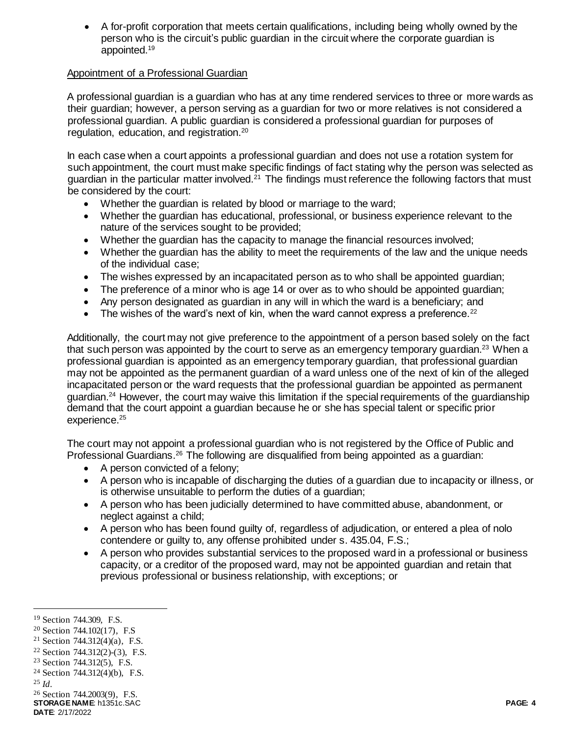- A for-profit corporation that meets certain qualifications, including being wholly owned by the person who is the circuit's public guardian in the circuit where the corporate guardian is appointed.[19]

Appointment of a Professional Guardian

A professional guardian is a guardian who has at any time rendered services to three or more wards as their guardian; however, a person serving as a guardian for two or more relatives is not considered a professional guardian. A public guardian is considered a professional guardian for purposes of regulation, education, and registration.[20]

In each case when a court appoints a professional guardian and does not use a rotation system for such appointment, the court must make specific findings of fact stating why the person was selected as guardian in the particular matter involved.[21] The findings must reference the following factors that must be considered by the court:

- Whether the guardian is related by blood or marriage to the ward;
- Whether the guardian has educational, professional, or business experience relevant to the nature of the services sought to be provided;
- Whether the guardian has the capacity to manage the financial resources involved;
- Whether the guardian has the ability to meet the requirements of the law and the unique needs of the individual case;
- The wishes expressed by an incapacitated person as to who shall be appointed guardian;
- The preference of a minor who is age 14 or over as to who should be appointed guardian;
- Any person designated as guardian in any will in which the ward is a beneficiary; and
- The wishes of the ward's next of kin, when the ward cannot express a preference.[22]

Additionally, the court may not give preference to the appointment of a person based solely on the fact that such person was appointed by the court to serve as an emergency temporary guardian.[23] When a professional guardian is appointed as an emergency temporary guardian, that professional guardian may not be appointed as the permanent guardian of a ward unless one of the next of kin of the alleged incapacitated person or the ward requests that the professional guardian be appointed as permanent guardian.[24] However, the court may waive this limitation if the special requirements of the guardianship demand that the court appoint a guardian because he or she has special talent or specific prior experience.[25]

The court may not appoint a professional guardian who is not registered by the Office of Public and Professional Guardians.[26] The following are disqualified from being appointed as a guardian:

- A person convicted of a felony;
- A person who is incapable of discharging the duties of a guardian due to incapacity or illness, or is otherwise unsuitable to perform the duties of a guardian;
- A person who has been judicially determined to have committed abuse, abandonment, or neglect against a child;
- A person who has been found guilty of, regardless of adjudication, or entered a plea of nolo contendere or guilty to, any offense prohibited under s. 435.04, F.S.;
- A person who provides substantial services to the proposed ward in a professional or business capacity, or a creditor of the proposed ward, may not be appointed guardian and retain that previous professional or business relationship, with exceptions; or

---

[19] Section 744.309, F.S.
[20] Section 744.102(17), F.S
[21] Section 744.312(4)(a), F.S.
[22] Section 744.312(2)-(3), F.S.
[23] Section 744.312(5), F.S.
[24] Section 744.312(4)(b), F.S.
[25] *Id.*
[26] Section 744.2003(9), F.S.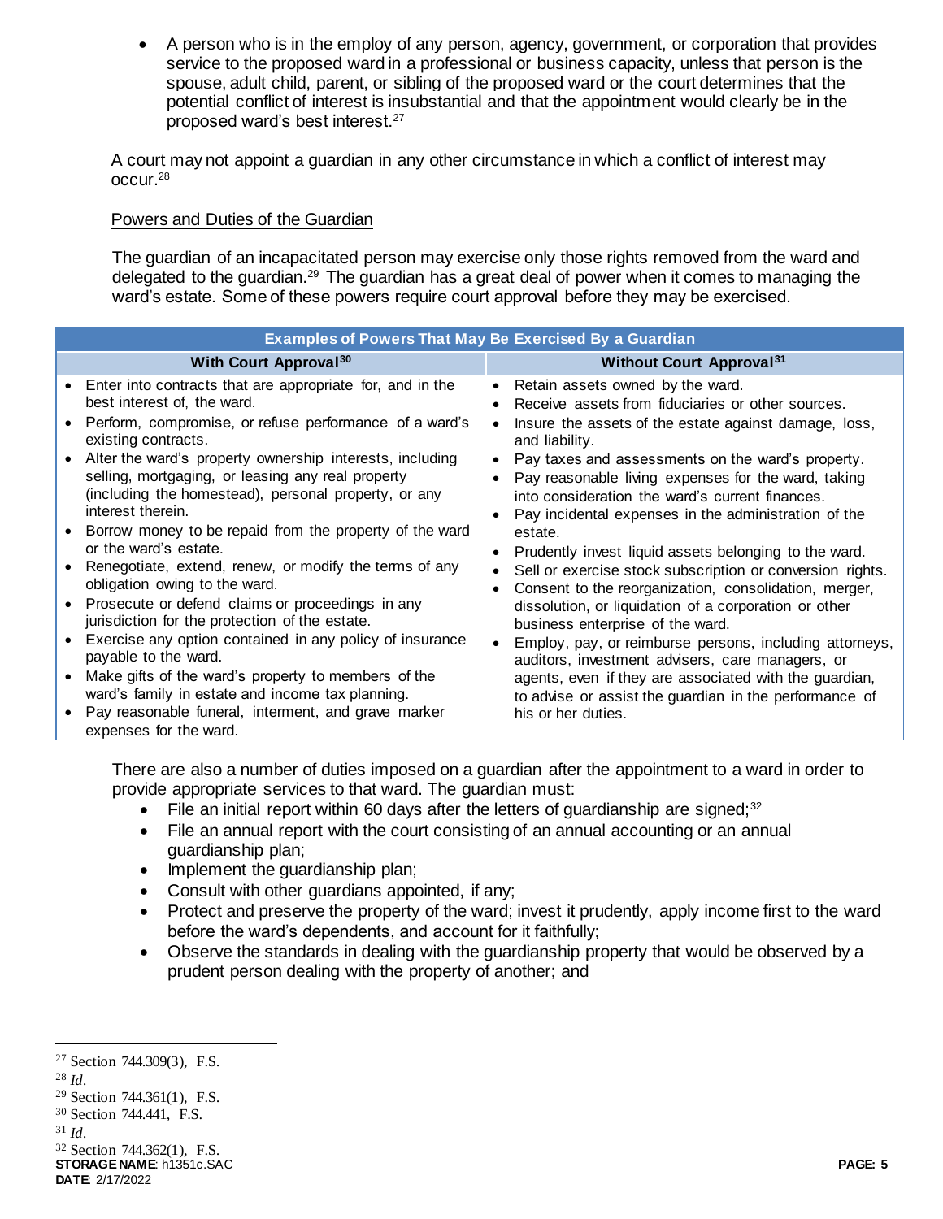- A person who is in the employ of any person, agency, government, or corporation that provides service to the proposed ward in a professional or business capacity, unless that person is the spouse, adult child, parent, or sibling of the proposed ward or the court determines that the potential conflict of interest is insubstantial and that the appointment would clearly be in the proposed ward's best interest.[27]

A court may not appoint a guardian in any other circumstance in which a conflict of interest may occur.[28]

Powers and Duties of the Guardian

The guardian of an incapacitated person may exercise only those rights removed from the ward and delegated to the guardian.[29] The guardian has a great deal of power when it comes to managing the ward's estate. Some of these powers require court approval before they may be exercised.

| Examples of Powers That May Be Exercised By a Guardian | |
|---|---|
| **With Court Approval[30]** | **Without Court Approval[31]** |
| • Enter into contracts that are appropriate for, and in the best interest of, the ward.<br>• Perform, compromise, or refuse performance of a ward's existing contracts.<br>• Alter the ward's property ownership interests, including selling, mortgaging, or leasing any real property (including the homestead), personal property, or any interest therein.<br>• Borrow money to be repaid from the property of the ward or the ward's estate.<br>• Renegotiate, extend, renew, or modify the terms of any obligation owing to the ward.<br>• Prosecute or defend claims or proceedings in any jurisdiction for the protection of the estate.<br>• Exercise any option contained in any policy of insurance payable to the ward.<br>• Make gifts of the ward's property to members of the ward's family in estate and income tax planning.<br>• Pay reasonable funeral, interment, and grave marker expenses for the ward. | • Retain assets owned by the ward.<br>• Receive assets from fiduciaries or other sources.<br>• Insure the assets of the estate against damage, loss, and liability.<br>• Pay taxes and assessments on the ward's property.<br>• Pay reasonable living expenses for the ward, taking into consideration the ward's current finances.<br>• Pay incidental expenses in the administration of the estate.<br>• Prudently invest liquid assets belonging to the ward.<br>• Sell or exercise stock subscription or conversion rights.<br>• Consent to the reorganization, consolidation, merger, dissolution, or liquidation of a corporation or other business enterprise of the ward.<br>• Employ, pay, or reimburse persons, including attorneys, auditors, investment advisers, care managers, or agents, even if they are associated with the guardian, to advise or assist the guardian in the performance of his or her duties. |

There are also a number of duties imposed on a guardian after the appointment to a ward in order to provide appropriate services to that ward. The guardian must:

- File an initial report within 60 days after the letters of guardianship are signed;[32]
- File an annual report with the court consisting of an annual accounting or an annual guardianship plan;
- Implement the guardianship plan;
- Consult with other guardians appointed, if any;
- Protect and preserve the property of the ward; invest it prudently, apply income first to the ward before the ward's dependents, and account for it faithfully;
- Observe the standards in dealing with the guardianship property that would be observed by a prudent person dealing with the property of another; and

---

[27] Section 744.309(3), F.S.
[28] *Id.*
[29] Section 744.361(1), F.S.
[30] Section 744.441, F.S.
[31] *Id.*
[32] Section 744.362(1), F.S.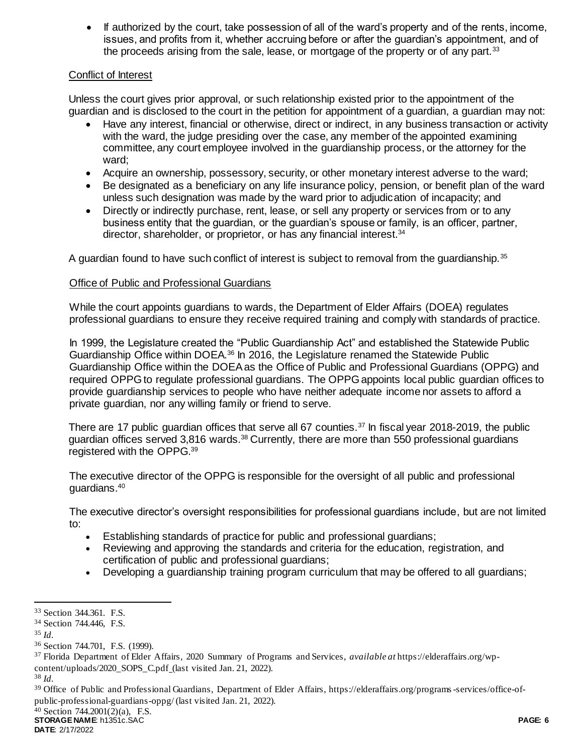- If authorized by the court, take possession of all of the ward's property and of the rents, income, issues, and profits from it, whether accruing before or after the guardian's appointment, and of the proceeds arising from the sale, lease, or mortgage of the property or of any part.[33]

Conflict of Interest

Unless the court gives prior approval, or such relationship existed prior to the appointment of the guardian and is disclosed to the court in the petition for appointment of a guardian, a guardian may not:

- Have any interest, financial or otherwise, direct or indirect, in any business transaction or activity with the ward, the judge presiding over the case, any member of the appointed examining committee, any court employee involved in the guardianship process, or the attorney for the ward;
- Acquire an ownership, possessory, security, or other monetary interest adverse to the ward;
- Be designated as a beneficiary on any life insurance policy, pension, or benefit plan of the ward unless such designation was made by the ward prior to adjudication of incapacity; and
- Directly or indirectly purchase, rent, lease, or sell any property or services from or to any business entity that the guardian, or the guardian's spouse or family, is an officer, partner, director, shareholder, or proprietor, or has any financial interest.[34]

A guardian found to have such conflict of interest is subject to removal from the guardianship.[35]

Office of Public and Professional Guardians

While the court appoints guardians to wards, the Department of Elder Affairs (DOEA) regulates professional guardians to ensure they receive required training and comply with standards of practice.

In 1999, the Legislature created the "Public Guardianship Act" and established the Statewide Public Guardianship Office within DOEA.[36] In 2016, the Legislature renamed the Statewide Public Guardianship Office within the DOEA as the Office of Public and Professional Guardians (OPPG) and required OPPG to regulate professional guardians. The OPPG appoints local public guardian offices to provide guardianship services to people who have neither adequate income nor assets to afford a private guardian, nor any willing family or friend to serve.

There are 17 public guardian offices that serve all 67 counties.[37] In fiscal year 2018-2019, the public guardian offices served 3,816 wards.[38] Currently, there are more than 550 professional guardians registered with the OPPG.[39]

The executive director of the OPPG is responsible for the oversight of all public and professional guardians.[40]

The executive director's oversight responsibilities for professional guardians include, but are not limited to:

- Establishing standards of practice for public and professional guardians;
- Reviewing and approving the standards and criteria for the education, registration, and certification of public and professional guardians;
- Developing a guardianship training program curriculum that may be offered to all guardians;

---

[33] Section 344.361. F.S.
[34] Section 744.446, F.S.
[35] *Id*.
[36] Section 744.701, F.S. (1999).
[37] Florida Department of Elder Affairs, 2020 Summary of Programs and Services, *available at* https://elderaffairs.org/wp-content/uploads/2020_SOPS_C.pdf (last visited Jan. 21, 2022).
[38] *Id*.
[39] Office of Public and Professional Guardians, Department of Elder Affairs, https://elderaffairs.org/programs-services/office-of-public-professional-guardians-oppg/ (last visited Jan. 21, 2022).
[40] Section 744.2001(2)(a), F.S.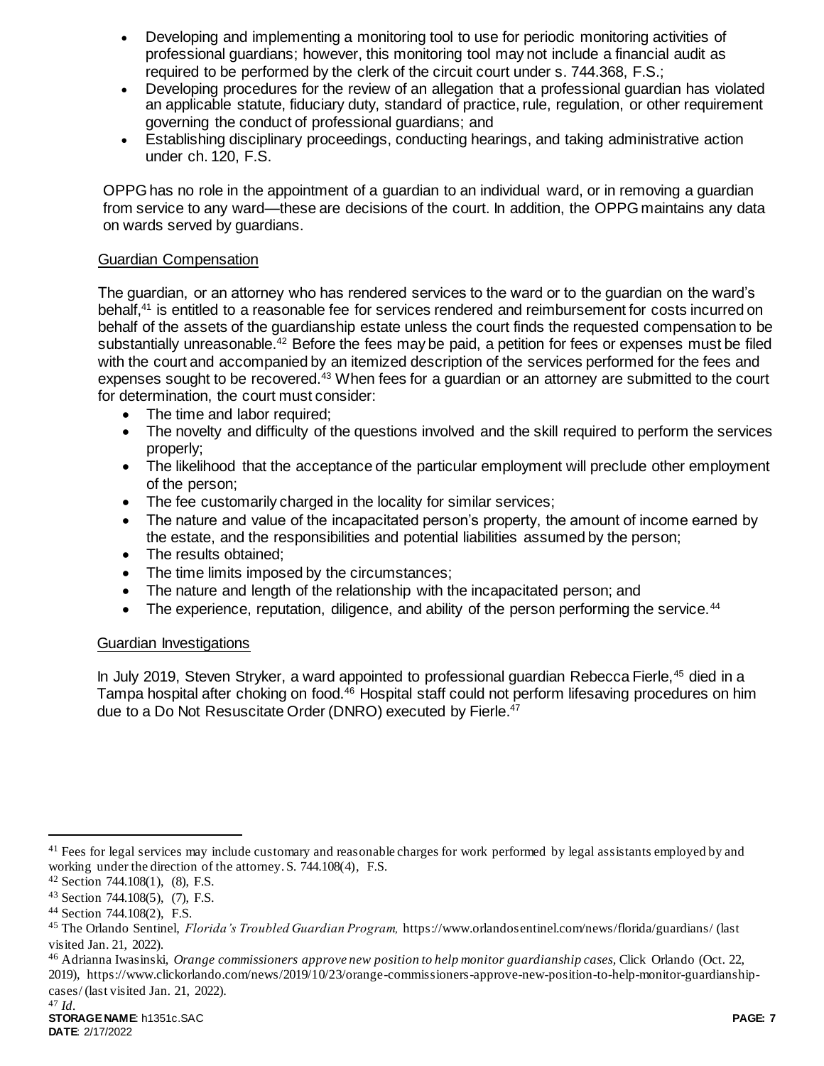- Developing and implementing a monitoring tool to use for periodic monitoring activities of professional guardians; however, this monitoring tool may not include a financial audit as required to be performed by the clerk of the circuit court under s. 744.368, F.S.;
- Developing procedures for the review of an allegation that a professional guardian has violated an applicable statute, fiduciary duty, standard of practice, rule, regulation, or other requirement governing the conduct of professional guardians; and
- Establishing disciplinary proceedings, conducting hearings, and taking administrative action under ch. 120, F.S.

OPPG has no role in the appointment of a guardian to an individual ward, or in removing a guardian from service to any ward—these are decisions of the court. In addition, the OPPG maintains any data on wards served by guardians.

Guardian Compensation

The guardian, or an attorney who has rendered services to the ward or to the guardian on the ward's behalf,[41] is entitled to a reasonable fee for services rendered and reimbursement for costs incurred on behalf of the assets of the guardianship estate unless the court finds the requested compensation to be substantially unreasonable.[42] Before the fees may be paid, a petition for fees or expenses must be filed with the court and accompanied by an itemized description of the services performed for the fees and expenses sought to be recovered.[43] When fees for a guardian or an attorney are submitted to the court for determination, the court must consider:

- The time and labor required;
- The novelty and difficulty of the questions involved and the skill required to perform the services properly;
- The likelihood that the acceptance of the particular employment will preclude other employment of the person;
- The fee customarily charged in the locality for similar services;
- The nature and value of the incapacitated person's property, the amount of income earned by the estate, and the responsibilities and potential liabilities assumed by the person;
- The results obtained;
- The time limits imposed by the circumstances;
- The nature and length of the relationship with the incapacitated person; and
- The experience, reputation, diligence, and ability of the person performing the service.[44]

Guardian Investigations

In July 2019, Steven Stryker, a ward appointed to professional guardian Rebecca Fierle,[45] died in a Tampa hospital after choking on food.[46] Hospital staff could not perform lifesaving procedures on him due to a Do Not Resuscitate Order (DNRO) executed by Fierle.[47]

---

[41] Fees for legal services may include customary and reasonable charges for work performed by legal assistants employed by and working under the direction of the attorney. S. 744.108(4), F.S.

[42] Section 744.108(1), (8), F.S.

[43] Section 744.108(5), (7), F.S.

[44] Section 744.108(2), F.S.

[45] The Orlando Sentinel, *Florida's Troubled Guardian Program,* https://www.orlandosentinel.com/news/florida/guardians/ (last visited Jan. 21, 2022).

[46] Adrianna Iwasinski, *Orange commissioners approve new position to help monitor guardianship cases,* Click Orlando (Oct. 22, 2019), https://www.clickorlando.com/news/2019/10/23/orange-commissioners-approve-new-position-to-help-monitor-guardianship-cases/ (last visited Jan. 21, 2022).

[47] *Id.*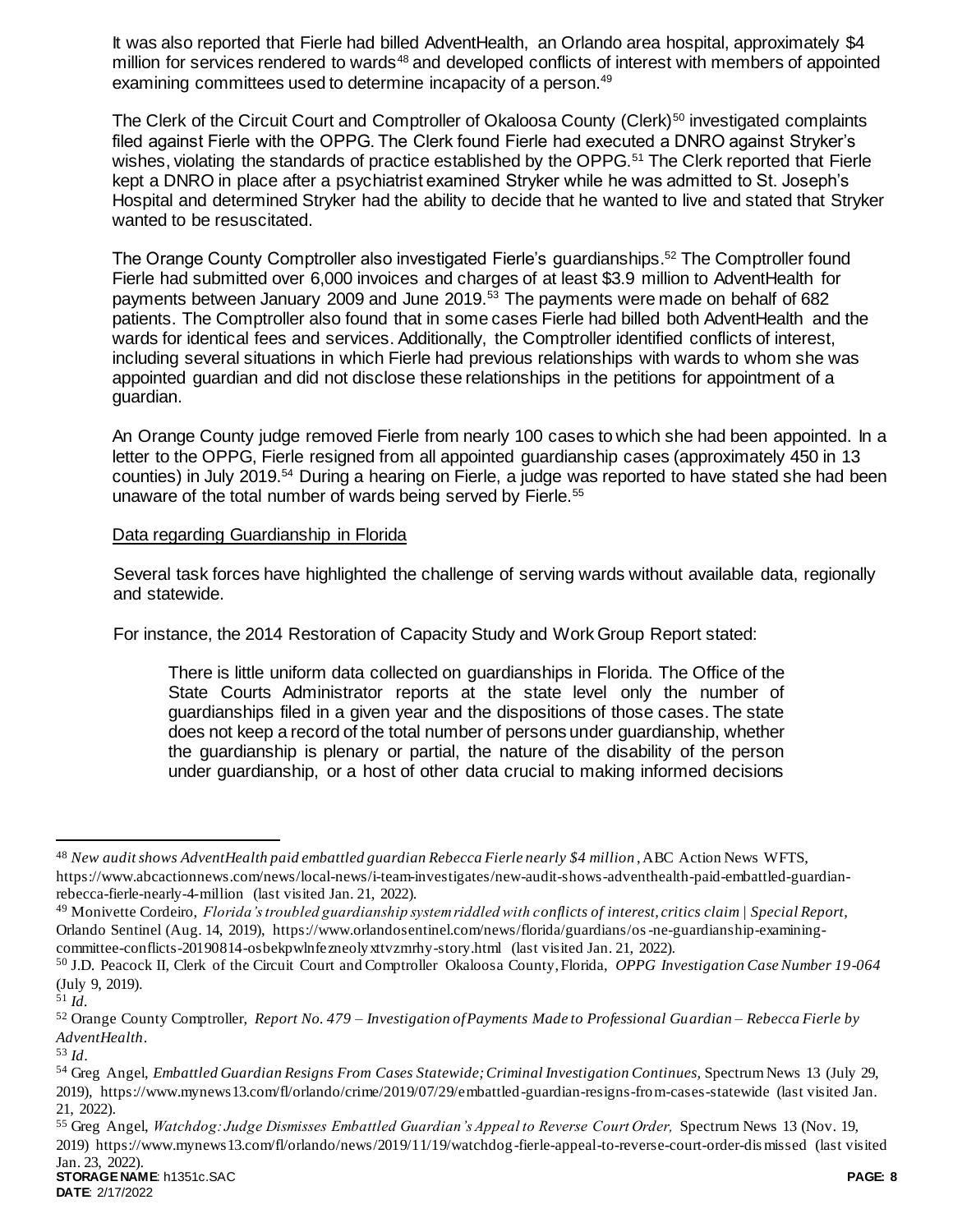It was also reported that Fierle had billed AdventHealth, an Orlando area hospital, approximately $4 million for services rendered to wards[48] and developed conflicts of interest with members of appointed examining committees used to determine incapacity of a person.[49]

The Clerk of the Circuit Court and Comptroller of Okaloosa County (Clerk)[50] investigated complaints filed against Fierle with the OPPG. The Clerk found Fierle had executed a DNRO against Stryker's wishes, violating the standards of practice established by the OPPG.[51] The Clerk reported that Fierle kept a DNRO in place after a psychiatrist examined Stryker while he was admitted to St. Joseph's Hospital and determined Stryker had the ability to decide that he wanted to live and stated that Stryker wanted to be resuscitated.

The Orange County Comptroller also investigated Fierle's guardianships.[52] The Comptroller found Fierle had submitted over 6,000 invoices and charges of at least $3.9 million to AdventHealth for payments between January 2009 and June 2019.[53] The payments were made on behalf of 682 patients. The Comptroller also found that in some cases Fierle had billed both AdventHealth and the wards for identical fees and services. Additionally, the Comptroller identified conflicts of interest, including several situations in which Fierle had previous relationships with wards to whom she was appointed guardian and did not disclose these relationships in the petitions for appointment of a guardian.

An Orange County judge removed Fierle from nearly 100 cases to which she had been appointed. In a letter to the OPPG, Fierle resigned from all appointed guardianship cases (approximately 450 in 13 counties) in July 2019.[54] During a hearing on Fierle, a judge was reported to have stated she had been unaware of the total number of wards being served by Fierle.[55]

<u>Data regarding Guardianship in Florida</u>

Several task forces have highlighted the challenge of serving wards without available data, regionally and statewide.

For instance, the 2014 Restoration of Capacity Study and Work Group Report stated:

> There is little uniform data collected on guardianships in Florida. The Office of the State Courts Administrator reports at the state level only the number of guardianships filed in a given year and the dispositions of those cases. The state does not keep a record of the total number of persons under guardianship, whether the guardianship is plenary or partial, the nature of the disability of the person under guardianship, or a host of other data crucial to making informed decisions

---

[48] *New audit shows AdventHealth paid embattled guardian Rebecca Fierle nearly $4 million*, ABC Action News WFTS, https://www.abcactionnews.com/news/local-news/i-team-investigates/new-audit-shows-adventhealth-paid-embattled-guardian-rebecca-fierle-nearly-4-million (last visited Jan. 21, 2022).

[49] Monivette Cordeiro, *Florida's troubled guardianship system riddled with conflicts of interest, critics claim | Special Report*, Orlando Sentinel (Aug. 14, 2019), https://www.orlandosentinel.com/news/florida/guardians/os-ne-guardianship-examining-committee-conflicts-20190814-osbekpwlnfezneolyxttvzmrhy-story.html (last visited Jan. 21, 2022).

[50] J.D. Peacock II, Clerk of the Circuit Court and Comptroller Okaloosa County, Florida, *OPPG Investigation Case Number 19-064* (July 9, 2019).

[51] *Id*.

[52] Orange County Comptroller, *Report No. 479 – Investigation of Payments Made to Professional Guardian – Rebecca Fierle by AdventHealth*.

[53] *Id*.

[54] Greg Angel, *Embattled Guardian Resigns From Cases Statewide; Criminal Investigation Continues,* Spectrum News 13 (July 29, 2019), https://www.mynews13.com/fl/orlando/crime/2019/07/29/embattled-guardian-resigns-from-cases-statewide (last visited Jan. 21, 2022).

[55] Greg Angel, *Watchdog: Judge Dismisses Embattled Guardian's Appeal to Reverse Court Order,* Spectrum News 13 (Nov. 19, 2019) https://www.mynews13.com/fl/orlando/news/2019/11/19/watchdog-fierle-appeal-to-reverse-court-order-dismissed (last visited Jan. 23, 2022).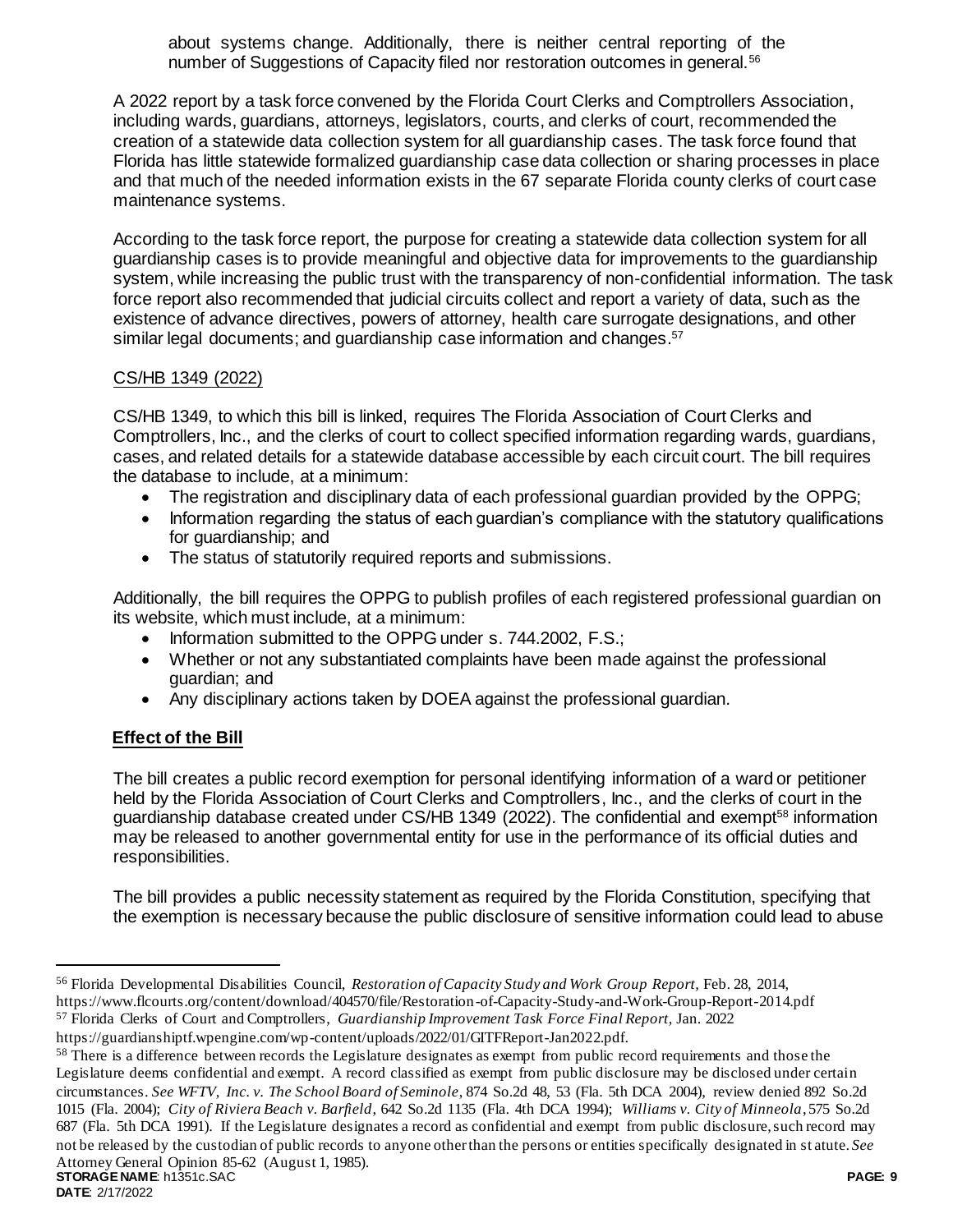about systems change. Additionally, there is neither central reporting of the number of Suggestions of Capacity filed nor restoration outcomes in general.[56]

A 2022 report by a task force convened by the Florida Court Clerks and Comptrollers Association, including wards, guardians, attorneys, legislators, courts, and clerks of court, recommended the creation of a statewide data collection system for all guardianship cases. The task force found that Florida has little statewide formalized guardianship case data collection or sharing processes in place and that much of the needed information exists in the 67 separate Florida county clerks of court case maintenance systems.

According to the task force report, the purpose for creating a statewide data collection system for all guardianship cases is to provide meaningful and objective data for improvements to the guardianship system, while increasing the public trust with the transparency of non-confidential information. The task force report also recommended that judicial circuits collect and report a variety of data, such as the existence of advance directives, powers of attorney, health care surrogate designations, and other similar legal documents; and guardianship case information and changes.[57]

CS/HB 1349 (2022)

CS/HB 1349, to which this bill is linked, requires The Florida Association of Court Clerks and Comptrollers, Inc., and the clerks of court to collect specified information regarding wards, guardians, cases, and related details for a statewide database accessible by each circuit court. The bill requires the database to include, at a minimum:

- The registration and disciplinary data of each professional guardian provided by the OPPG;
- Information regarding the status of each guardian's compliance with the statutory qualifications for guardianship; and
- The status of statutorily required reports and submissions.

Additionally, the bill requires the OPPG to publish profiles of each registered professional guardian on its website, which must include, at a minimum:

- Information submitted to the OPPG under s. 744.2002, F.S.;
- Whether or not any substantiated complaints have been made against the professional guardian; and
- Any disciplinary actions taken by DOEA against the professional guardian.

## Effect of the Bill

The bill creates a public record exemption for personal identifying information of a ward or petitioner held by the Florida Association of Court Clerks and Comptrollers, Inc., and the clerks of court in the guardianship database created under CS/HB 1349 (2022). The confidential and exempt[58] information may be released to another governmental entity for use in the performance of its official duties and responsibilities.

The bill provides a public necessity statement as required by the Florida Constitution, specifying that the exemption is necessary because the public disclosure of sensitive information could lead to abuse

---

[56] Florida Developmental Disabilities Council, *Restoration of Capacity Study and Work Group Report,* Feb. 28, 2014, https://www.flcourts.org/content/download/404570/file/Restoration-of-Capacity-Study-and-Work-Group-Report-2014.pdf

[57] Florida Clerks of Court and Comptrollers, *Guardianship Improvement Task Force Final Report,* Jan. 2022 https://guardianshiptf.wpengine.com/wp-content/uploads/2022/01/GITFReport-Jan2022.pdf.

[58] There is a difference between records the Legislature designates as exempt from public record requirements and those the Legislature deems confidential and exempt. A record classified as exempt from public disclosure may be disclosed under certain circumstances. *See WFTV, Inc. v. The School Board of Seminole*, 874 So.2d 48, 53 (Fla. 5th DCA 2004), review denied 892 So.2d 1015 (Fla. 2004); *City of Riviera Beach v. Barfield*, 642 So.2d 1135 (Fla. 4th DCA 1994); *Williams v. City of Minneola*, 575 So.2d 687 (Fla. 5th DCA 1991). If the Legislature designates a record as confidential and exempt from public disclosure, such record may not be released by the custodian of public records to anyone other than the persons or entities specifically designated in statute. *See* Attorney General Opinion 85-62 (August 1, 1985).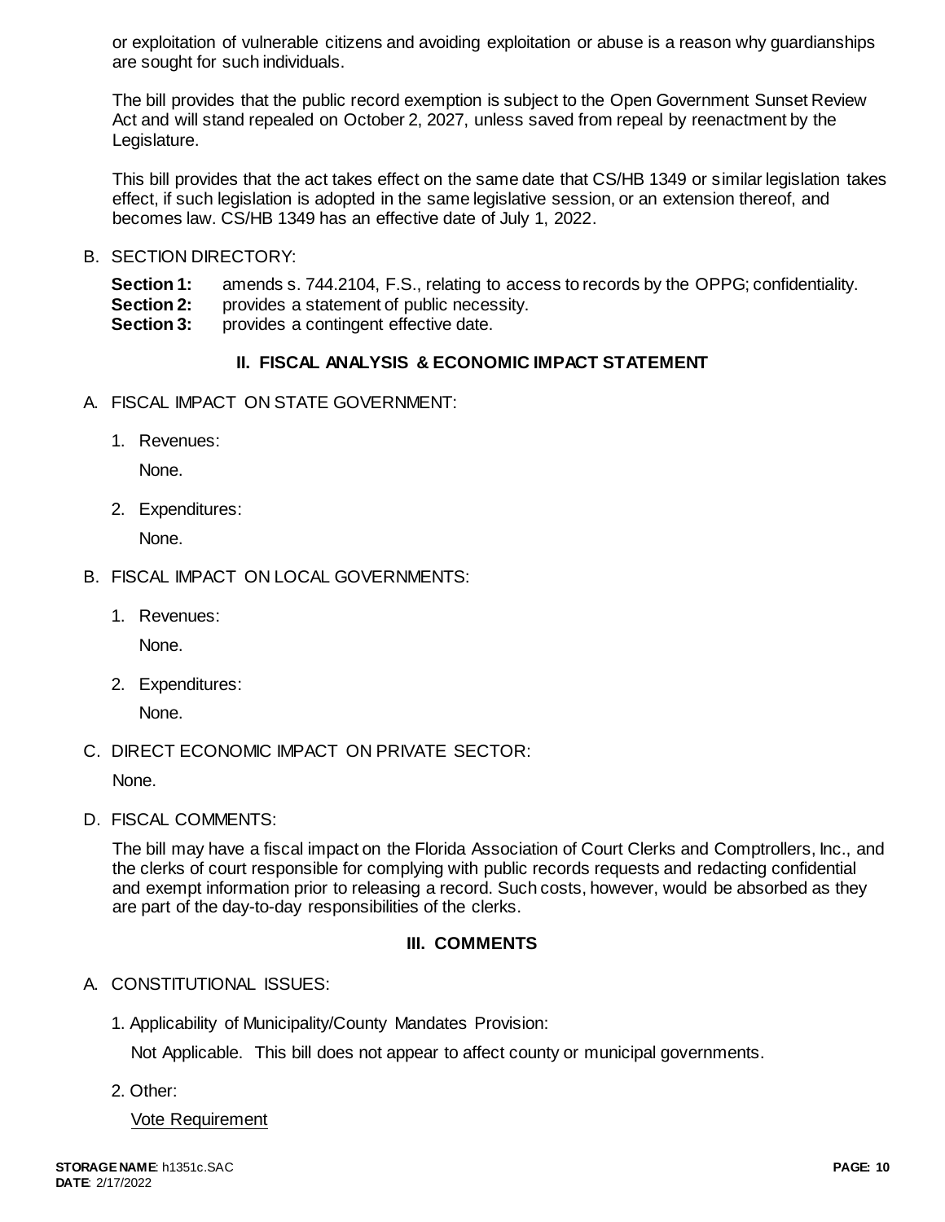or exploitation of vulnerable citizens and avoiding exploitation or abuse is a reason why guardianships are sought for such individuals.

The bill provides that the public record exemption is subject to the Open Government Sunset Review Act and will stand repealed on October 2, 2027, unless saved from repeal by reenactment by the Legislature.

This bill provides that the act takes effect on the same date that CS/HB 1349 or similar legislation takes effect, if such legislation is adopted in the same legislative session, or an extension thereof, and becomes law. CS/HB 1349 has an effective date of July 1, 2022.

B. SECTION DIRECTORY:

**Section 1:** amends s. 744.2104, F.S., relating to access to records by the OPPG; confidentiality.
**Section 2:** provides a statement of public necessity.
**Section 3:** provides a contingent effective date.

## II. FISCAL ANALYSIS & ECONOMIC IMPACT STATEMENT

A. FISCAL IMPACT ON STATE GOVERNMENT:

1. Revenues:

   None.

2. Expenditures:

   None.

B. FISCAL IMPACT ON LOCAL GOVERNMENTS:

1. Revenues:

   None.

2. Expenditures:

   None.

C. DIRECT ECONOMIC IMPACT ON PRIVATE SECTOR:

None.

D. FISCAL COMMENTS:

The bill may have a fiscal impact on the Florida Association of Court Clerks and Comptrollers, Inc., and the clerks of court responsible for complying with public records requests and redacting confidential and exempt information prior to releasing a record. Such costs, however, would be absorbed as they are part of the day-to-day responsibilities of the clerks.

## III. COMMENTS

A. CONSTITUTIONAL ISSUES:

1. Applicability of Municipality/County Mandates Provision:

   Not Applicable. This bill does not appear to affect county or municipal governments.

2. Other:

   Vote Requirement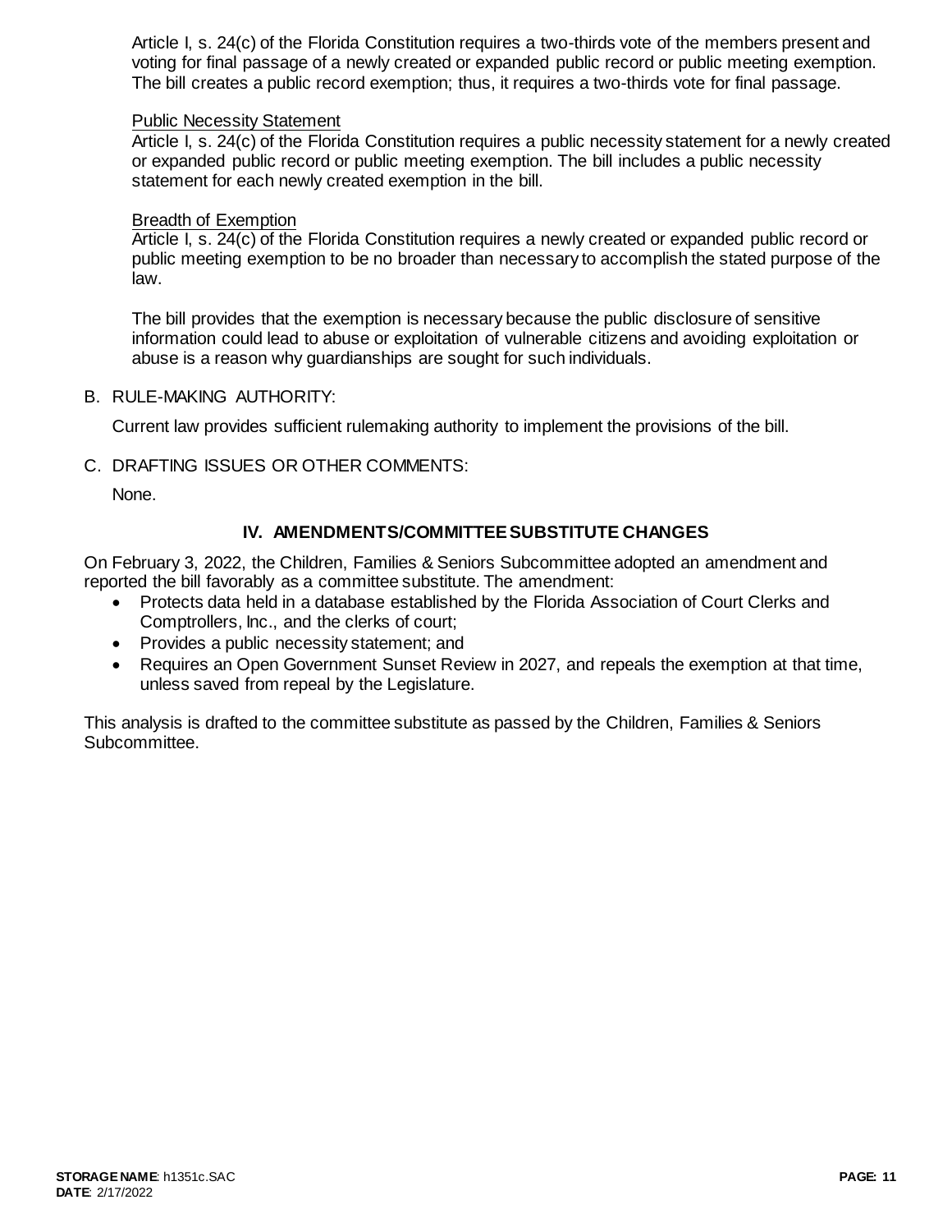Article I, s. 24(c) of the Florida Constitution requires a two-thirds vote of the members present and voting for final passage of a newly created or expanded public record or public meeting exemption. The bill creates a public record exemption; thus, it requires a two-thirds vote for final passage.

Public Necessity Statement

Article I, s. 24(c) of the Florida Constitution requires a public necessity statement for a newly created or expanded public record or public meeting exemption. The bill includes a public necessity statement for each newly created exemption in the bill.

Breadth of Exemption

Article I, s. 24(c) of the Florida Constitution requires a newly created or expanded public record or public meeting exemption to be no broader than necessary to accomplish the stated purpose of the law.

The bill provides that the exemption is necessary because the public disclosure of sensitive information could lead to abuse or exploitation of vulnerable citizens and avoiding exploitation or abuse is a reason why guardianships are sought for such individuals.

B. RULE-MAKING AUTHORITY:

Current law provides sufficient rulemaking authority to implement the provisions of the bill.

C. DRAFTING ISSUES OR OTHER COMMENTS:

None.

## IV. AMENDMENTS/COMMITTEE SUBSTITUTE CHANGES

On February 3, 2022, the Children, Families & Seniors Subcommittee adopted an amendment and reported the bill favorably as a committee substitute. The amendment:

- Protects data held in a database established by the Florida Association of Court Clerks and Comptrollers, Inc., and the clerks of court;
- Provides a public necessity statement; and
- Requires an Open Government Sunset Review in 2027, and repeals the exemption at that time, unless saved from repeal by the Legislature.

This analysis is drafted to the committee substitute as passed by the Children, Families & Seniors Subcommittee.